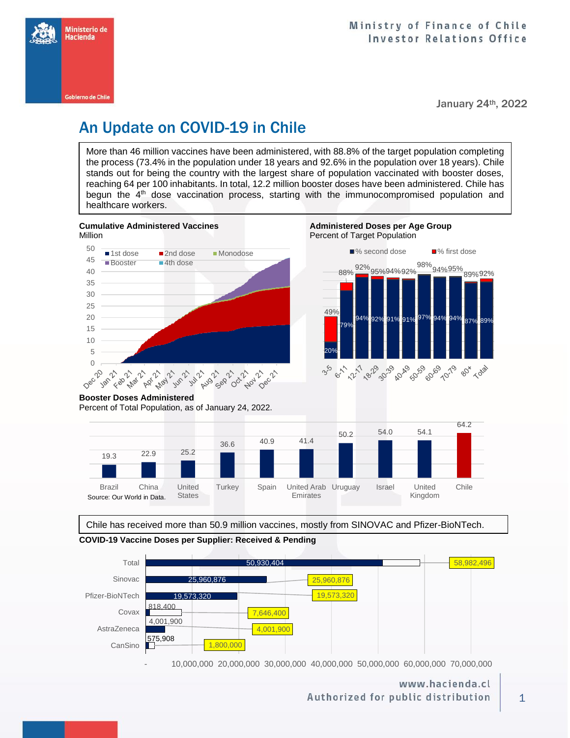Ministry of Finance of Chile
Investor Relations Office

January 24th, 2022

# An Update on COVID-19 in Chile

More than 46 million vaccines have been administered, with 88.8% of the target population completing the process (73.4% in the population under 18 years and 92.6% in the population over 18 years). Chile stands out for being the country with the largest share of population vaccinated with booster doses, reaching 64 per 100 inhabitants. In total, 12.2 million booster doses have been administered. Chile has begun the 4th dose vaccination process, starting with the immunocompromised population and healthcare workers.

**Cumulative Administered Vaccines**
Million

**Administered Doses per Age Group**
Percent of Target Population

| Age group | % first dose | % second dose |
|---|---|---|
| 3-5 | 49% | 20% |
| 6-11 | 88% | 79% |
| 12-17 | 92% | 94% |
| 18-29 | 95% | 92% |
| 30-39 | 94% | 91% |
| 40-49 | 92% | 91% |
| 50-59 | 98% | 97% |
| 60-69 | 94% | 94% |
| 70-79 | 95% | 94% |
| 80+ | 89% | 87% |
| Total | 92% | 89% |

**Booster Doses Administered**
Percent of Total Population, as of January 24, 2022.

| Country | Booster doses |
|---|---|
| Brazil | 19.3 |
| China | 22.9 |
| United States | 25.2 |
| Turkey | 36.6 |
| Spain | 40.9 |
| United Arab Emirates | 41.4 |
| Uruguay | 50.2 |
| Israel | 54.0 |
| United Kingdom | 54.1 |
| Chile | 64.2 |

Source: Our World in Data.

Chile has received more than 50.9 million vaccines, mostly from SINOVAC and Pfizer-BioNTech.

**COVID-19 Vaccine Doses per Supplier: Received & Pending**

| Supplier | Received | Total (Received & Pending) |
|---|---|---|
| Total | 50,930,404 | 58,982,496 |
| Sinovac | 25,960,876 | 25,960,876 |
| Pfizer-BioNTech | 19,573,320 | 19,573,320 |
| Covax | 818,400 | 7,646,400 |
| AstraZeneca | 4,001,900 | 4,001,900 |
| CanSino | 575,908 | 1,800,000 |

www.hacienda.cl
Authorized for public distribution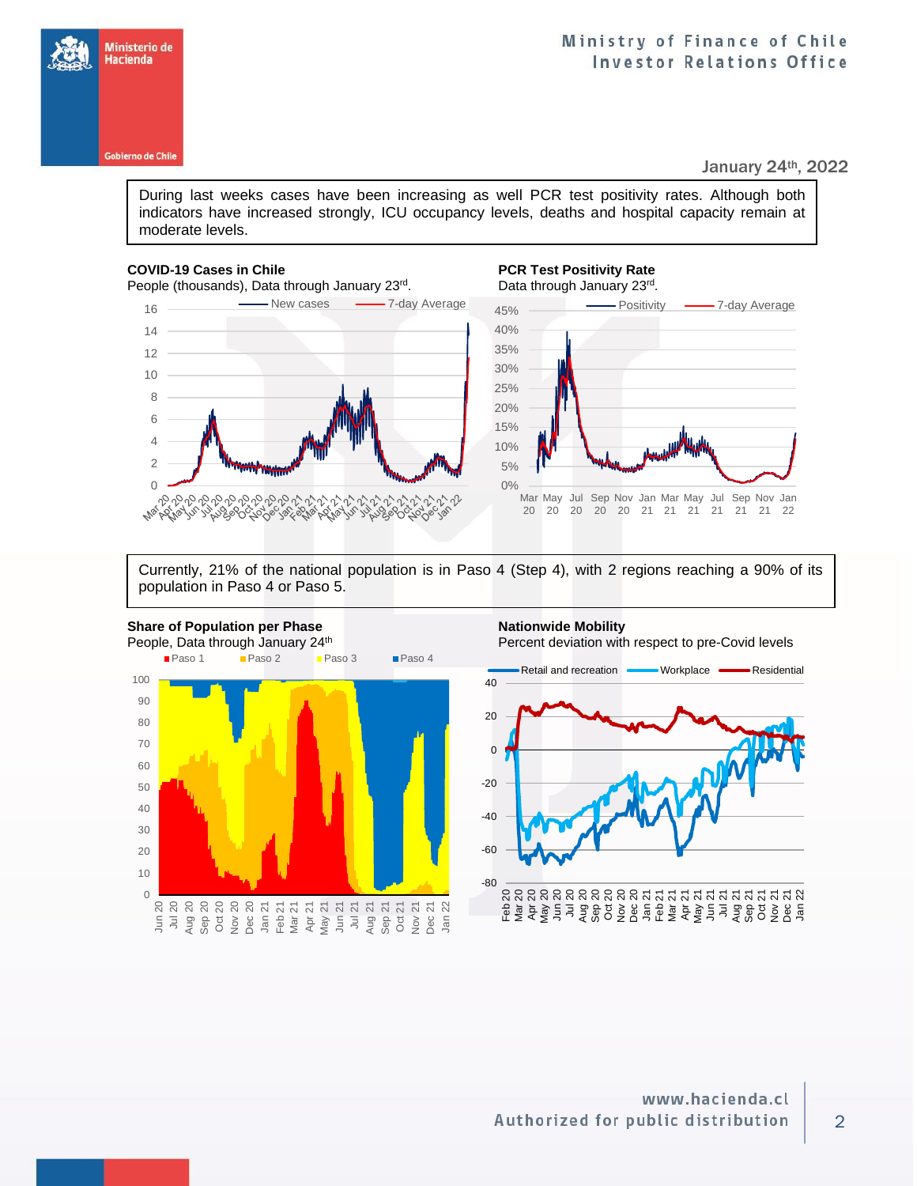January 24th, 2022

During last weeks cases have been increasing as well PCR test positivity rates. Although both indicators have increased strongly, ICU occupancy levels, deaths and hospital capacity remain at moderate levels.

**COVID-19 Cases in Chile**
People (thousands), Data through January 23rd.

**PCR Test Positivity Rate**
Data through January 23rd.

Currently, 21% of the national population is in Paso 4 (Step 4), with 2 regions reaching a 90% of its population in Paso 4 or Paso 5.

**Share of Population per Phase**
People, Data through January 24th

**Nationwide Mobility**
Percent deviation with respect to pre-Covid levels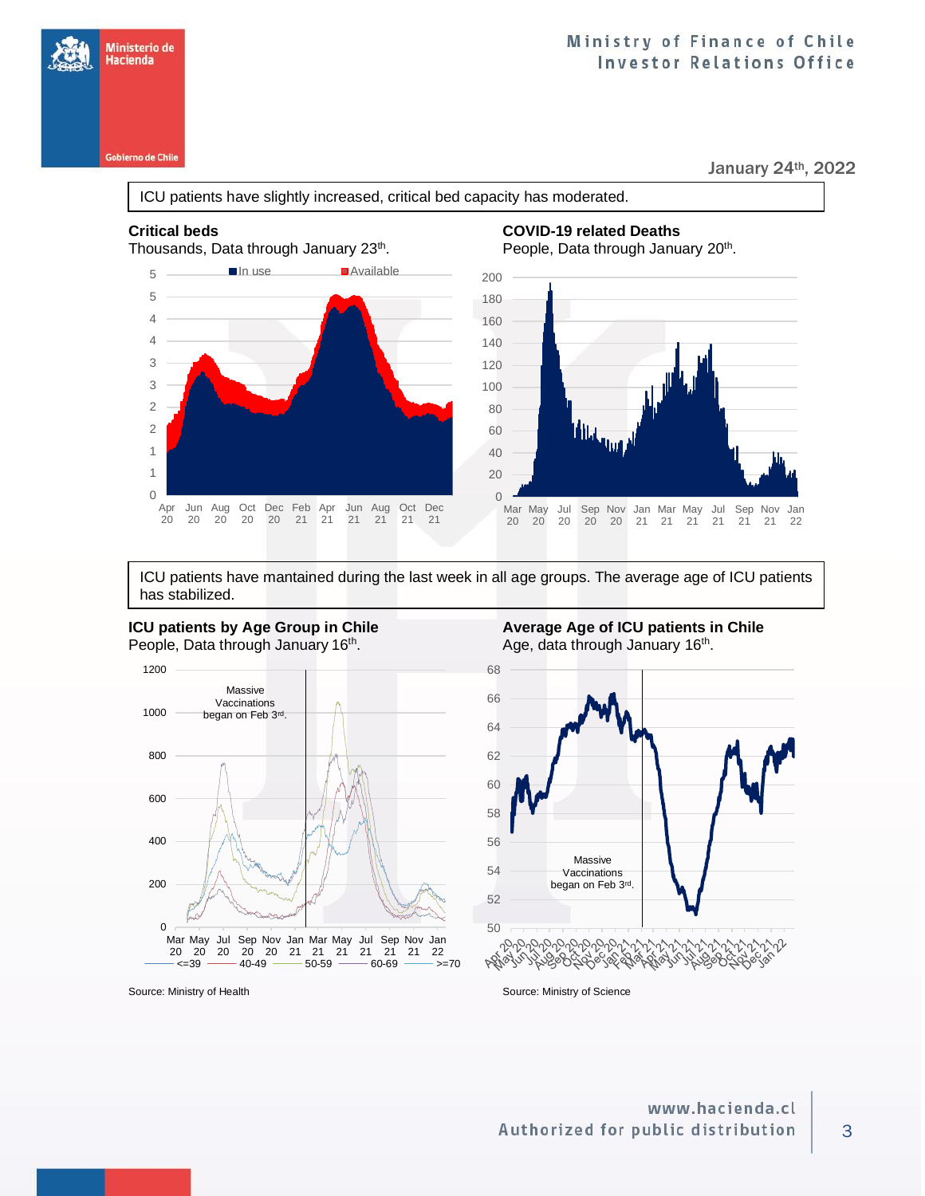January 24th, 2022

ICU patients have slightly increased, critical bed capacity has moderated.

**Critical beds**
Thousands, Data through January 23th.

In use
Available

5
5
4
4
3
3
2
2
1
1
0

Apr 20, Jun 20, Aug 20, Oct 20, Dec 20, Feb 21, Apr 21, Jun 21, Aug 21, Oct 21, Dec 21

**COVID-19 related Deaths**
People, Data through January 20th.

200
180
160
140
120
100
80
60
40
20
0

Mar 20, May 20, Jul 20, Sep 20, Nov 20, Jan 21, Mar 21, May 21, Jul 21, Sep 21, Nov 21, Jan 22

ICU patients have mantained during the last week in all age groups. The average age of ICU patients has stabilized.

**ICU patients by Age Group in Chile**
People, Data through January 16th.

1200
1000
800
600
400
200
0

Massive Vaccinations began on Feb 3rd.

Mar 20, May 20, Jul 20, Sep 20, Nov 20, Jan 21, Mar 21, May 21, Jul 21, Sep 21, Nov 21, Jan 22

<=39, 40-49, 50-59, 60-69, >=70

Source: Ministry of Health

**Average Age of ICU patients in Chile**
Age, data through January 16th.

68
66
64
62
60
58
56
54
52
50

Massive Vaccinations began on Feb 3rd.

Apr 20, May 20, Jun 20, Jul 20, Aug 20, Sep 20, Oct 20, Nov 20, Dec 20, Jan 21, Feb 21, Mar 21, Apr 21, May 21, Jun 21, Jul 21, Aug 21, Sep 21, Oct 21, Nov 21, Dec 21, Jan 22

Source: Ministry of Science